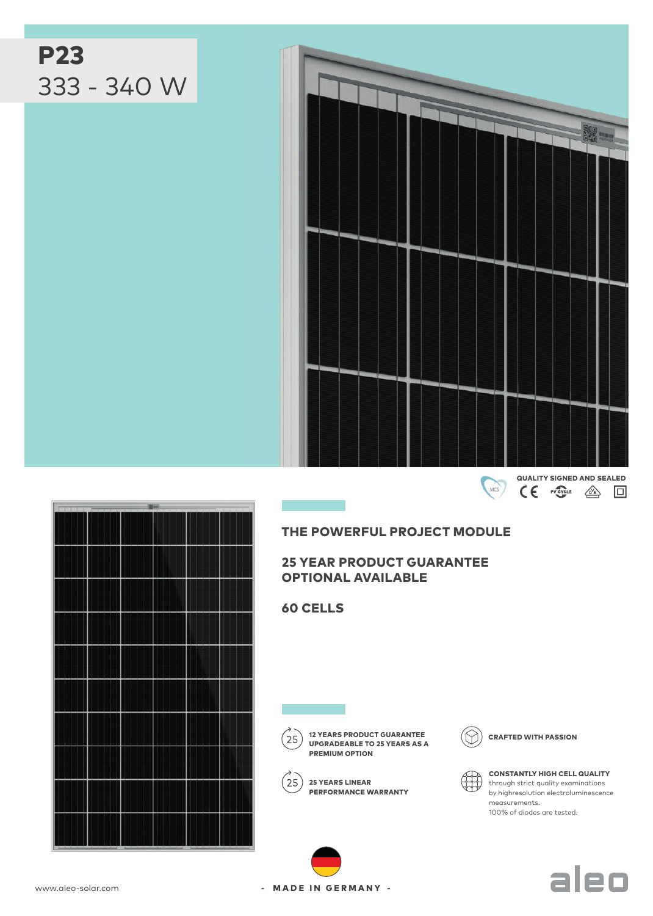# P23

333 - 340 W

QUALITY SIGNED AND SEALED

## THE POWERFUL PROJECT MODULE

## 25 YEAR PRODUCT GUARANTEE OPTIONAL AVAILABLE

## 60 CELLS

**12 YEARS PRODUCT GUARANTEE UPGRADEABLE TO 25 YEARS AS A PREMIUM OPTION**

**25 YEARS LINEAR PERFORMANCE WARRANTY**

**CRAFTED WITH PASSION**

**CONSTANTLY HIGH CELL QUALITY** through strict quality examinations by highresolution electroluminescence measurements.
100% of diodes are tested.

www.aleo-solar.com

- MADE IN GERMANY -

aleo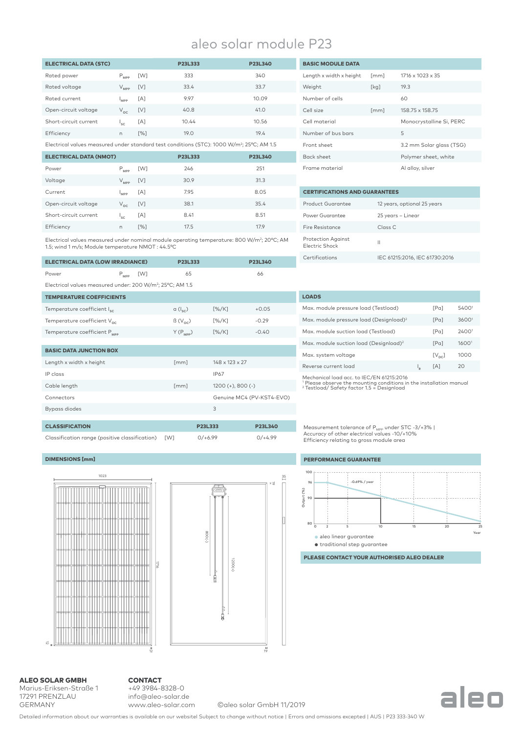# aleo solar module P23

## ELECTRICAL DATA (STC)

| ELECTRICAL DATA (STC) | | | P23L333 | P23L340 |
|---|---|---|---|---|
| Rated power | $P_{MPP}$ | [W] | 333 | 340 |
| Rated voltage | $V_{MPP}$ | [V] | 33.4 | 33.7 |
| Rated current | $I_{MPP}$ | [A] | 9.97 | 10.09 |
| Open-circuit voltage | $V_{OC}$ | [V] | 40.8 | 41.0 |
| Short-circuit current | $I_{SC}$ | [A] | 10.44 | 10.56 |
| Efficiency | η | [%] | 19.0 | 19.4 |

Electrical values measured under standard test conditions (STC): 1000 W/m²; 25°C; AM 1.5

## ELECTRICAL DATA (NMOT)

| ELECTRICAL DATA (NMOT) | | | P23L333 | P23L340 |
|---|---|---|---|---|
| Power | $P_{MPP}$ | [W] | 246 | 251 |
| Voltage | $V_{MPP}$ | [V] | 30.9 | 31.3 |
| Current | $I_{MPP}$ | [A] | 7.95 | 8.05 |
| Open-circuit voltage | $V_{OC}$ | [V] | 38.1 | 35.4 |
| Short-circuit current | $I_{SC}$ | [A] | 8.41 | 8.51 |
| Efficiency | η | [%] | 17.5 | 17.9 |

Electrical values measured under nominal module operating temperature: 800 W/m²; 20°C; AM 1.5; wind 1 m/s; Module temperature NMOT : 44.5°C

## ELECTRICAL DATA (LOW IRRADIANCE)

| ELECTRICAL DATA (LOW IRRADIANCE) | | | P23L333 | P23L340 |
|---|---|---|---|---|
| Power | $P_{MPP}$ | [W] | 65 | 66 |

Electrical values measured under: 200 W/m²; 25°C; AM 1.5

## TEMPERATURE COEFFICIENTS

| TEMPERATURE COEFFICIENTS | | | |
|---|---|---|---|
| Temperature coefficient $I_{SC}$ | α ($I_{SC}$) | [%/K] | +0.05 |
| Temperature coefficient $V_{OC}$ | β ($V_{OC}$) | [%/K] | -0.29 |
| Temperature coefficient $P_{MPP}$ | γ ($P_{MPP}$) | [%/K] | -0.40 |

## BASIC DATA JUNCTION BOX

| BASIC DATA JUNCTION BOX | | |
|---|---|---|
| Length x width x height | [mm] | 148 x 123 x 27 |
| IP class | | IP67 |
| Cable length | [mm] | 1200 (+), 800 (-) |
| Connectors | | Genuine MC4 (PV-KST4-EVO) |
| Bypass diodes | | 3 |

## CLASSIFICATION

| CLASSIFICATION | | P23L333 | P23L340 |
|---|---|---|---|
| Classification range (positive classification) | [W] | 0/+6.99 | 0/+4.99 |

## BASIC MODULE DATA

| BASIC MODULE DATA | | |
|---|---|---|
| Length x width x height | [mm] | 1716 x 1023 x 35 |
| Weight | [kg] | 19.3 |
| Number of cells | | 60 |
| Cell size | [mm] | 158.75 x 158.75 |
| Cell material | | Monocrystalline Si, PERC |
| Number of bus bars | | 5 |
| Front sheet | | 3.2 mm Solar glass (TSG) |
| Back sheet | | Polymer sheet, white |
| Frame material | | Al alloy, silver |

## CERTIFICATIONS AND GUARANTEES

| CERTIFICATIONS AND GUARANTEES | |
|---|---|
| Product Guarantee | 12 years, optional 25 years |
| Power Guarantee | 25 years – Linear |
| Fire Resistance | Class C |
| Protection Against Electric Shock | II |
| Certifications | IEC 61215:2016, IEC 61730:2016 |

## LOADS

| LOADS | | | |
|---|---|---|---|
| Max. module pressure load (Testload) | | [Pa] | 5400[1] |
| Max. module pressure load (Designload)[2] | | [Pa] | 3600[1] |
| Max. module suction load (Testload) | | [Pa] | 2400[1] |
| Max. module suction load (Designload)[2] | | [Pa] | 1600[1] |
| Max. system voltage | | [$V_{DC}$] | 1000 |
| Reverse current load | $I_R$ | [A] | 20 |

Mechanical load acc. to IEC/EN 61215:2016
[1] Please observe the mounting conditions in the installation manual
[2] Testload/ Safety factor 1.5 = Designload

Measurement tolerance of $P_{MPP}$ under STC -3/+3% | Accuracy of other electrical values -10/+10% Efficiency relating to gross module area

## DIMENSIONS [mm]

1023
1716
35
12
19
800(-)
1200(+)

## PERFORMANCE GUARANTEE

Output (%)
100
96
90
80
0 2 5 10 15 20 25
Year
-0.69% / year

- aleo linear guarantee
- traditional step guarantee

**PLEASE CONTACT YOUR AUTHORISED ALEO DEALER**

**ALEO SOLAR GMBH**
Marius-Eriksen-Straße 1
17291 PRENZLAU
GERMANY

**CONTACT**
+49 3984-8328-0
info@aleo-solar.de
www.aleo-solar.com

©aleo solar GmbH 11/2019

aleo

Detailed information about our warranties is available on our websitel Subject to change without notice | Errors and omissions excepted | AUS | P23 333-340 W